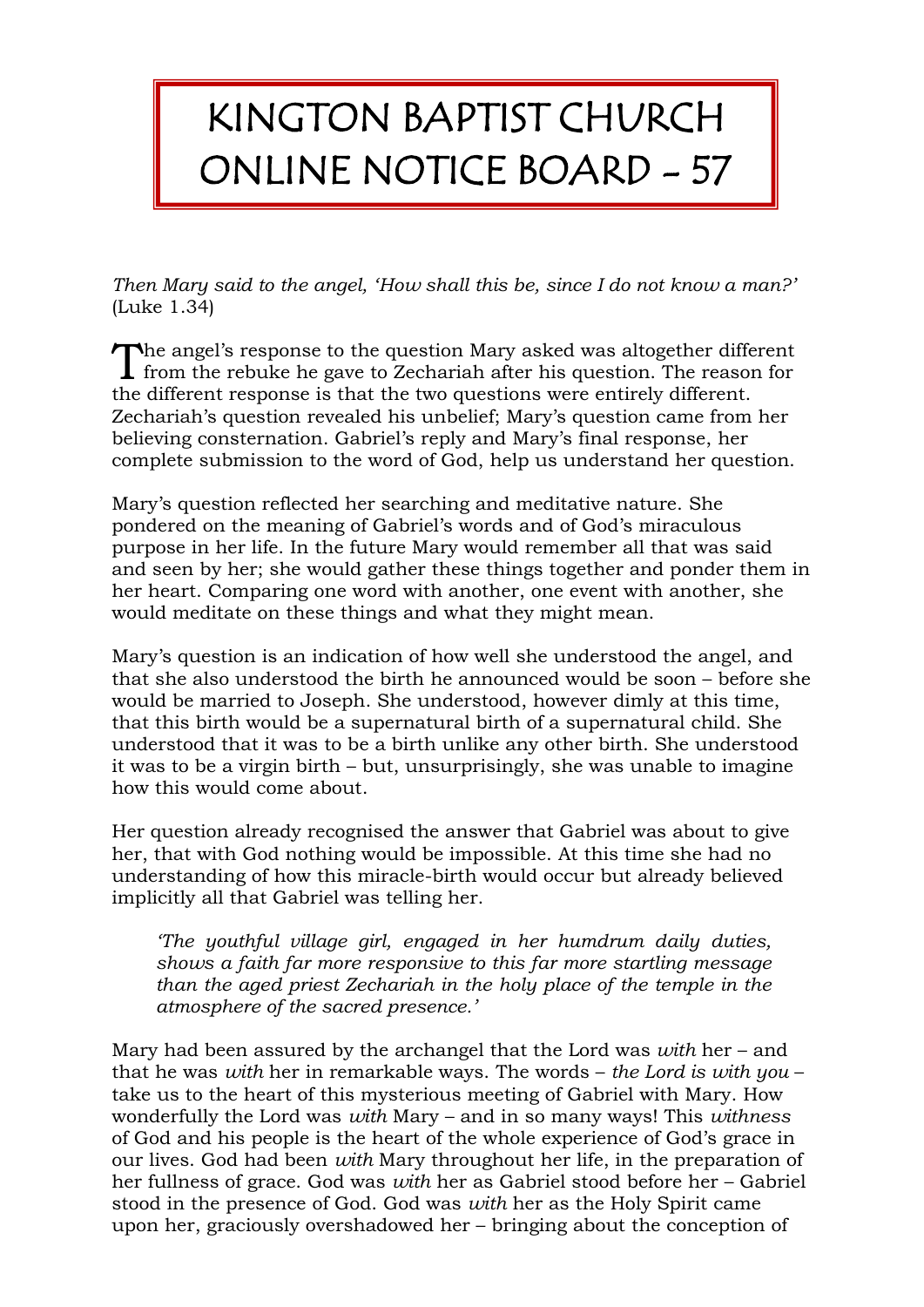# KINGTON BAPTIST CHURCH ONLINE NOTICE BOARD - 57

*Then Mary said to the angel, 'How shall this be, since I do not know a man?'* (Luke 1.34)

The angel's response to the question Mary asked was altogether different from the rebuke he gave to Zechariah after his question. The reason for the different response is that the two questions were entirely different. Zechariah's question revealed his unbelief; Mary's question came from her believing consternation. Gabriel's reply and Mary's final response, her complete submission to the word of God, help us understand her question.

Mary's question reflected her searching and meditative nature. She pondered on the meaning of Gabriel's words and of God's miraculous purpose in her life. In the future Mary would remember all that was said and seen by her; she would gather these things together and ponder them in her heart. Comparing one word with another, one event with another, she would meditate on these things and what they might mean.

Mary's question is an indication of how well she understood the angel, and that she also understood the birth he announced would be soon – before she would be married to Joseph. She understood, however dimly at this time, that this birth would be a supernatural birth of a supernatural child. She understood that it was to be a birth unlike any other birth. She understood it was to be a virgin birth – but, unsurprisingly, she was unable to imagine how this would come about.

Her question already recognised the answer that Gabriel was about to give her, that with God nothing would be impossible. At this time she had no understanding of how this miracle-birth would occur but already believed implicitly all that Gabriel was telling her.

> *'The youthful village girl, engaged in her humdrum daily duties, shows a faith far more responsive to this far more startling message than the aged priest Zechariah in the holy place of the temple in the atmosphere of the sacred presence.'*

Mary had been assured by the archangel that the Lord was *with* her – and that he was *with* her in remarkable ways. The words – *the Lord is with you* – take us to the heart of this mysterious meeting of Gabriel with Mary. How wonderfully the Lord was *with* Mary – and in so many ways! This *withness* of God and his people is the heart of the whole experience of God's grace in our lives. God had been *with* Mary throughout her life, in the preparation of her fullness of grace. God was *with* her as Gabriel stood before her – Gabriel stood in the presence of God. God was *with* her as the Holy Spirit came upon her, graciously overshadowed her – bringing about the conception of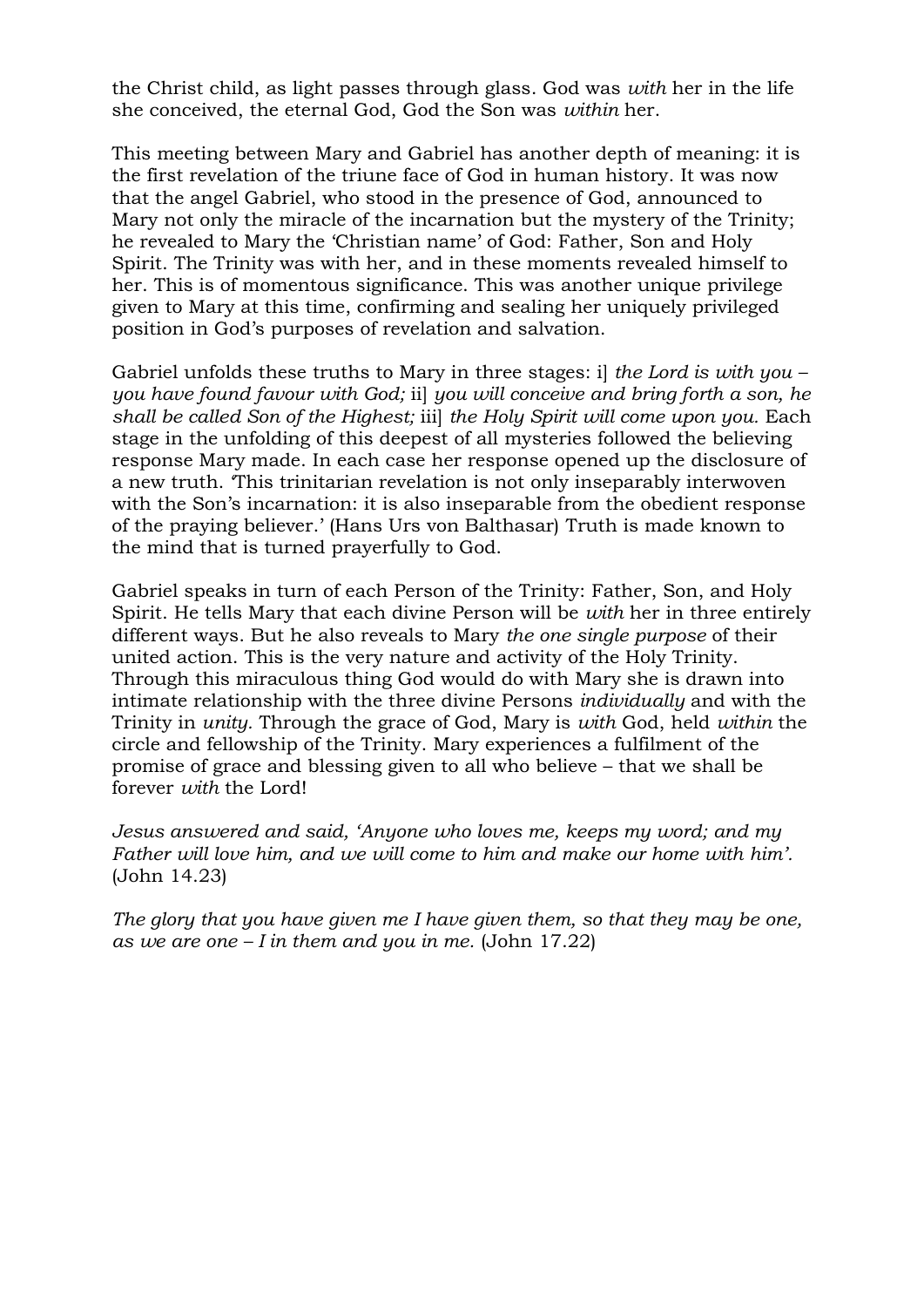the Christ child, as light passes through glass. God was *with* her in the life she conceived, the eternal God, God the Son was *within* her.

This meeting between Mary and Gabriel has another depth of meaning: it is the first revelation of the triune face of God in human history. It was now that the angel Gabriel, who stood in the presence of God, announced to Mary not only the miracle of the incarnation but the mystery of the Trinity; he revealed to Mary the 'Christian name' of God: Father, Son and Holy Spirit. The Trinity was with her, and in these moments revealed himself to her. This is of momentous significance. This was another unique privilege given to Mary at this time, confirming and sealing her uniquely privileged position in God's purposes of revelation and salvation.

Gabriel unfolds these truths to Mary in three stages: i] *the Lord is with you – you have found favour with God;* ii] *you will conceive and bring forth a son, he shall be called Son of the Highest;* iii] *the Holy Spirit will come upon you.* Each stage in the unfolding of this deepest of all mysteries followed the believing response Mary made. In each case her response opened up the disclosure of a new truth. 'This trinitarian revelation is not only inseparably interwoven with the Son's incarnation: it is also inseparable from the obedient response of the praying believer.' (Hans Urs von Balthasar) Truth is made known to the mind that is turned prayerfully to God.

Gabriel speaks in turn of each Person of the Trinity: Father, Son, and Holy Spirit. He tells Mary that each divine Person will be *with* her in three entirely different ways. But he also reveals to Mary *the one single purpose* of their united action. This is the very nature and activity of the Holy Trinity. Through this miraculous thing God would do with Mary she is drawn into intimate relationship with the three divine Persons *individually* and with the Trinity in *unity.* Through the grace of God, Mary is *with* God, held *within* the circle and fellowship of the Trinity. Mary experiences a fulfilment of the promise of grace and blessing given to all who believe – that we shall be forever *with* the Lord!

*Jesus answered and said, 'Anyone who loves me, keeps my word; and my Father will love him, and we will come to him and make our home with him'.* (John 14.23)

*The glory that you have given me I have given them, so that they may be one, as we are one – I in them and you in me.* (John 17.22)